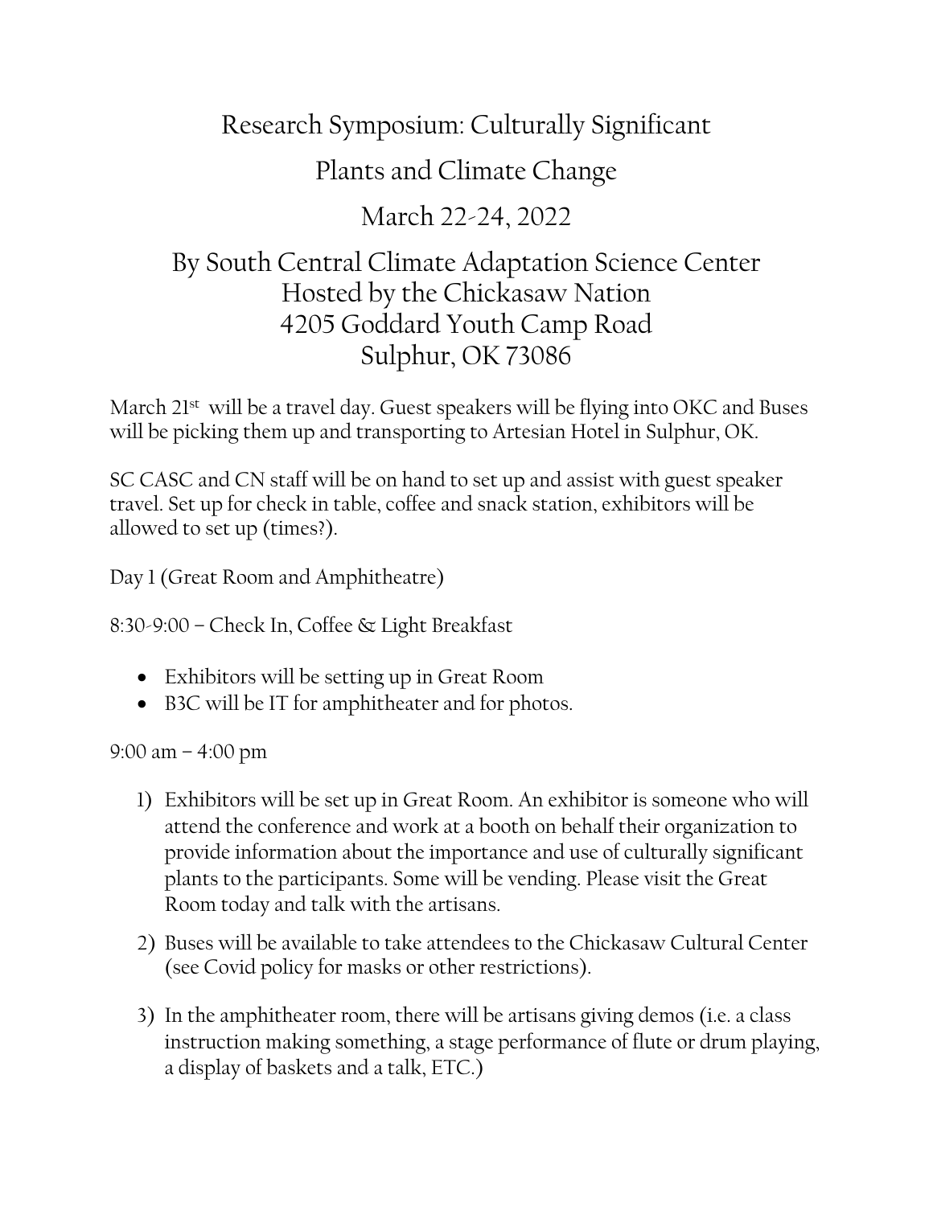# Research Symposium: Culturally Significant Plants and Climate Change

## March 22-24, 2022

## By South Central Climate Adaptation Science Center
## Hosted by the Chickasaw Nation
## 4205 Goddard Youth Camp Road
## Sulphur, OK 73086

March 21st will be a travel day. Guest speakers will be flying into OKC and Buses will be picking them up and transporting to Artesian Hotel in Sulphur, OK.

SC CASC and CN staff will be on hand to set up and assist with guest speaker travel. Set up for check in table, coffee and snack station, exhibitors will be allowed to set up (times?).

Day 1 (Great Room and Amphitheatre)

8:30-9:00 – Check In, Coffee & Light Breakfast

- Exhibitors will be setting up in Great Room
- B3C will be IT for amphitheater and for photos.

9:00 am – 4:00 pm

1) Exhibitors will be set up in Great Room. An exhibitor is someone who will attend the conference and work at a booth on behalf their organization to provide information about the importance and use of culturally significant plants to the participants. Some will be vending. Please visit the Great Room today and talk with the artisans.

2) Buses will be available to take attendees to the Chickasaw Cultural Center (see Covid policy for masks or other restrictions).

3) In the amphitheater room, there will be artisans giving demos (i.e. a class instruction making something, a stage performance of flute or drum playing, a display of baskets and a talk, ETC.)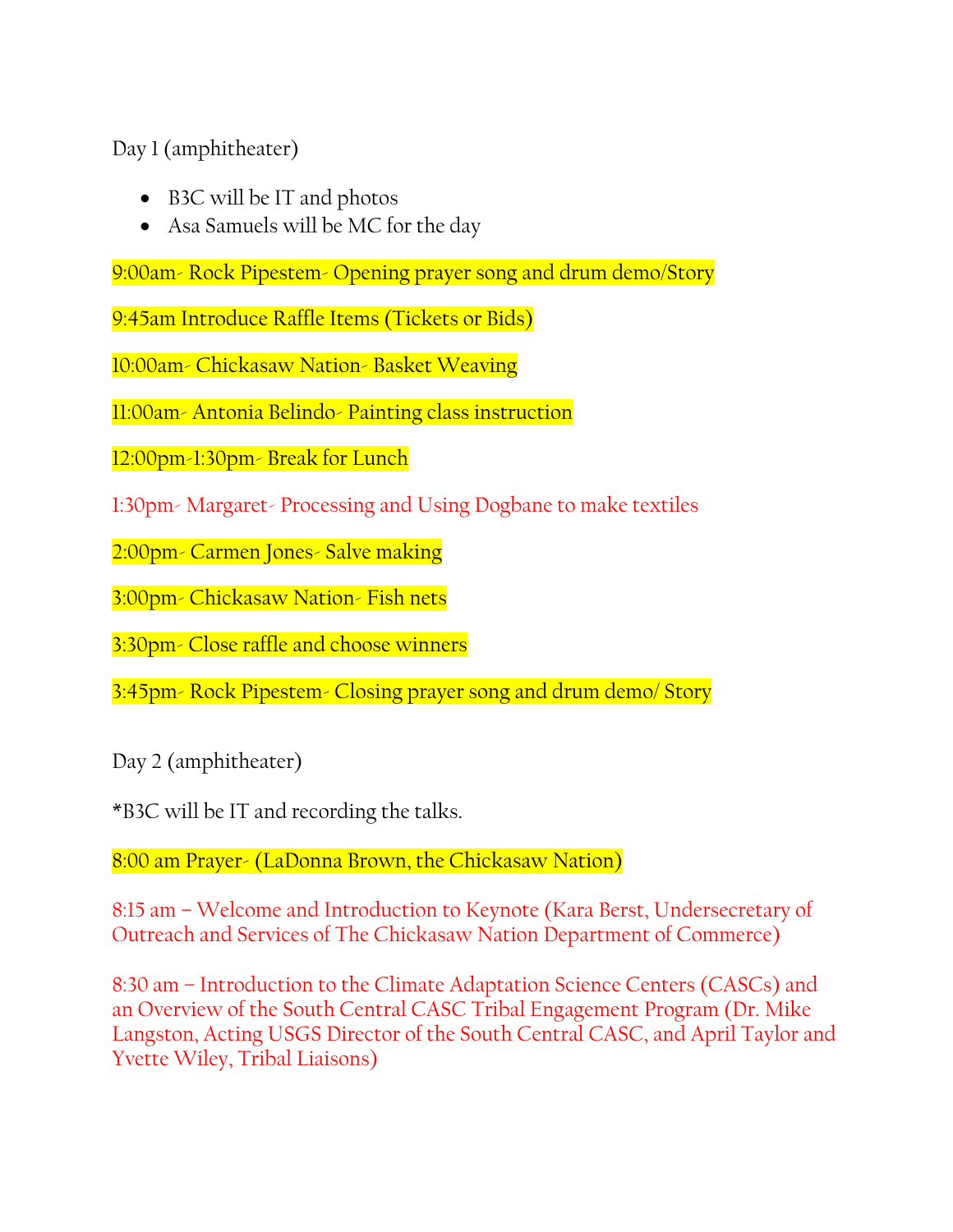Day 1 (amphitheater)

- B3C will be IT and photos
- Asa Samuels will be MC for the day

9:00am- Rock Pipestem- Opening prayer song and drum demo/Story

9:45am Introduce Raffle Items (Tickets or Bids)

10:00am- Chickasaw Nation- Basket Weaving

11:00am- Antonia Belindo- Painting class instruction

12:00pm-1:30pm- Break for Lunch

1:30pm- Margaret- Processing and Using Dogbane to make textiles

2:00pm- Carmen Jones- Salve making

3:00pm- Chickasaw Nation- Fish nets

3:30pm- Close raffle and choose winners

3:45pm- Rock Pipestem- Closing prayer song and drum demo/ Story

Day 2 (amphitheater)

*B3C will be IT and recording the talks.

8:00 am Prayer- (LaDonna Brown, the Chickasaw Nation)

8:15 am – Welcome and Introduction to Keynote (Kara Berst, Undersecretary of Outreach and Services of The Chickasaw Nation Department of Commerce)

8:30 am – Introduction to the Climate Adaptation Science Centers (CASCs) and an Overview of the South Central CASC Tribal Engagement Program (Dr. Mike Langston, Acting USGS Director of the South Central CASC, and April Taylor and Yvette Wiley, Tribal Liaisons)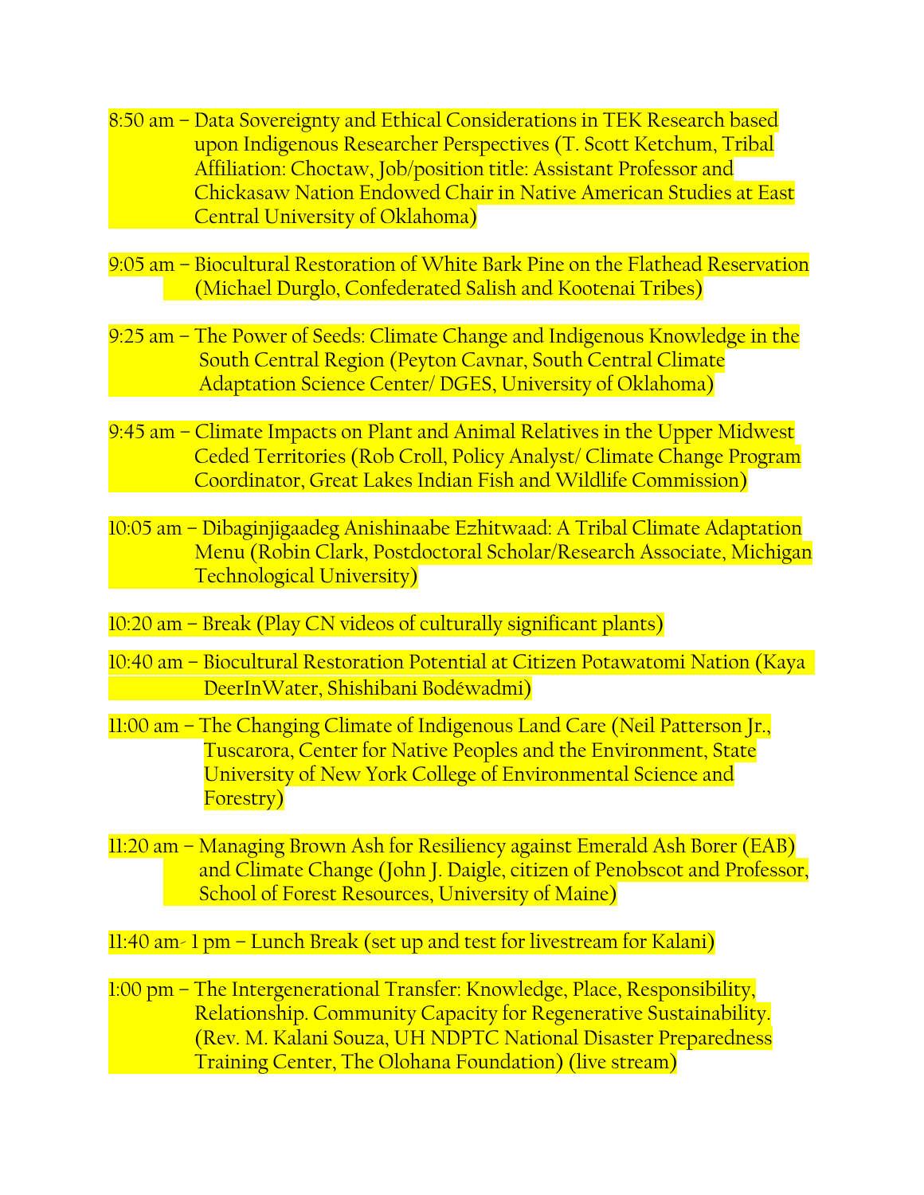8:50 am – Data Sovereignty and Ethical Considerations in TEK Research based upon Indigenous Researcher Perspectives (T. Scott Ketchum, Tribal Affiliation: Choctaw, Job/position title: Assistant Professor and Chickasaw Nation Endowed Chair in Native American Studies at East Central University of Oklahoma)

9:05 am – Biocultural Restoration of White Bark Pine on the Flathead Reservation (Michael Durglo, Confederated Salish and Kootenai Tribes)

9:25 am – The Power of Seeds: Climate Change and Indigenous Knowledge in the South Central Region (Peyton Cavnar, South Central Climate Adaptation Science Center/ DGES, University of Oklahoma)

9:45 am – Climate Impacts on Plant and Animal Relatives in the Upper Midwest Ceded Territories (Rob Croll, Policy Analyst/ Climate Change Program Coordinator, Great Lakes Indian Fish and Wildlife Commission)

10:05 am – Dibaginjigaadeg Anishinaabe Ezhitwaad: A Tribal Climate Adaptation Menu (Robin Clark, Postdoctoral Scholar/Research Associate, Michigan Technological University)

10:20 am – Break (Play CN videos of culturally significant plants)

10:40 am – Biocultural Restoration Potential at Citizen Potawatomi Nation (Kaya DeerInWater, Shishibani Bodéwadmi)

11:00 am – The Changing Climate of Indigenous Land Care (Neil Patterson Jr., Tuscarora, Center for Native Peoples and the Environment, State University of New York College of Environmental Science and Forestry)

11:20 am – Managing Brown Ash for Resiliency against Emerald Ash Borer (EAB) and Climate Change (John J. Daigle, citizen of Penobscot and Professor, School of Forest Resources, University of Maine)

11:40 am- 1 pm – Lunch Break (set up and test for livestream for Kalani)

1:00 pm – The Intergenerational Transfer: Knowledge, Place, Responsibility, Relationship. Community Capacity for Regenerative Sustainability. (Rev. M. Kalani Souza, UH NDPTC National Disaster Preparedness Training Center, The Olohana Foundation) (live stream)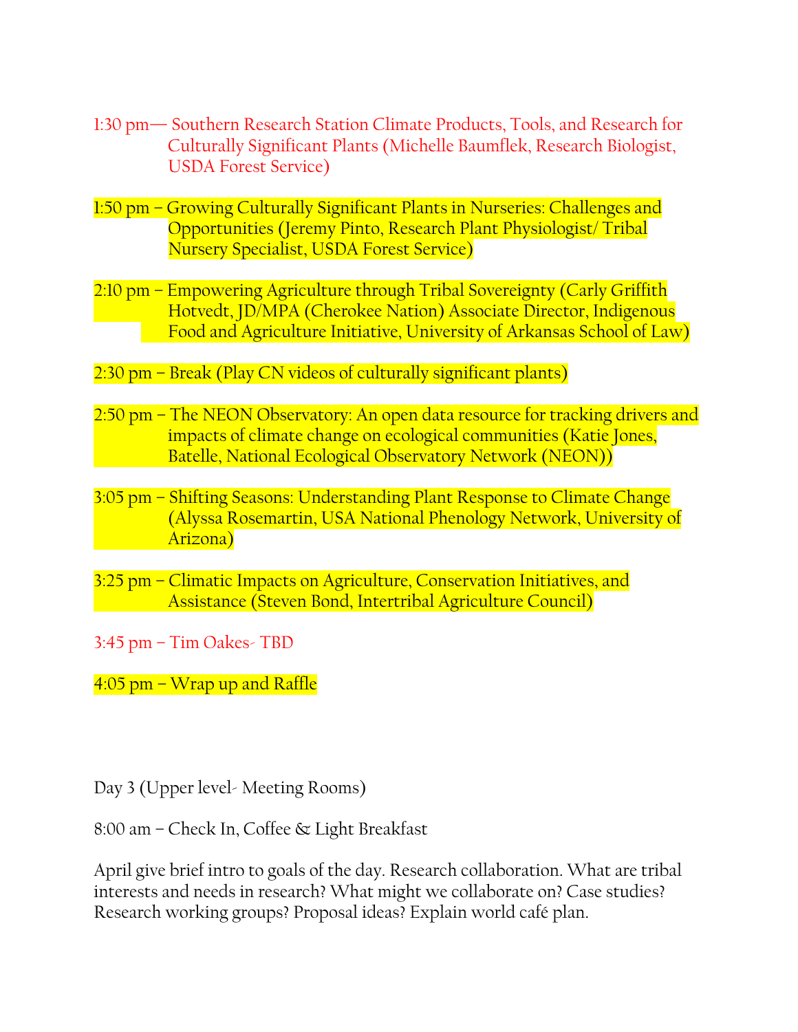1:30 pm— Southern Research Station Climate Products, Tools, and Research for Culturally Significant Plants (Michelle Baumflek, Research Biologist, USDA Forest Service)

1:50 pm – Growing Culturally Significant Plants in Nurseries: Challenges and Opportunities (Jeremy Pinto, Research Plant Physiologist/ Tribal Nursery Specialist, USDA Forest Service)

2:10 pm – Empowering Agriculture through Tribal Sovereignty (Carly Griffith Hotvedt, JD/MPA (Cherokee Nation) Associate Director, Indigenous Food and Agriculture Initiative, University of Arkansas School of Law)

2:30 pm – Break (Play CN videos of culturally significant plants)

2:50 pm – The NEON Observatory: An open data resource for tracking drivers and impacts of climate change on ecological communities (Katie Jones, Batelle, National Ecological Observatory Network (NEON))

3:05 pm – Shifting Seasons: Understanding Plant Response to Climate Change (Alyssa Rosemartin, USA National Phenology Network, University of Arizona)

3:25 pm – Climatic Impacts on Agriculture, Conservation Initiatives, and Assistance (Steven Bond, Intertribal Agriculture Council)

3:45 pm – Tim Oakes- TBD

4:05 pm – Wrap up and Raffle

Day 3 (Upper level- Meeting Rooms)

8:00 am – Check In, Coffee & Light Breakfast

April give brief intro to goals of the day. Research collaboration. What are tribal interests and needs in research? What might we collaborate on? Case studies? Research working groups? Proposal ideas? Explain world café plan.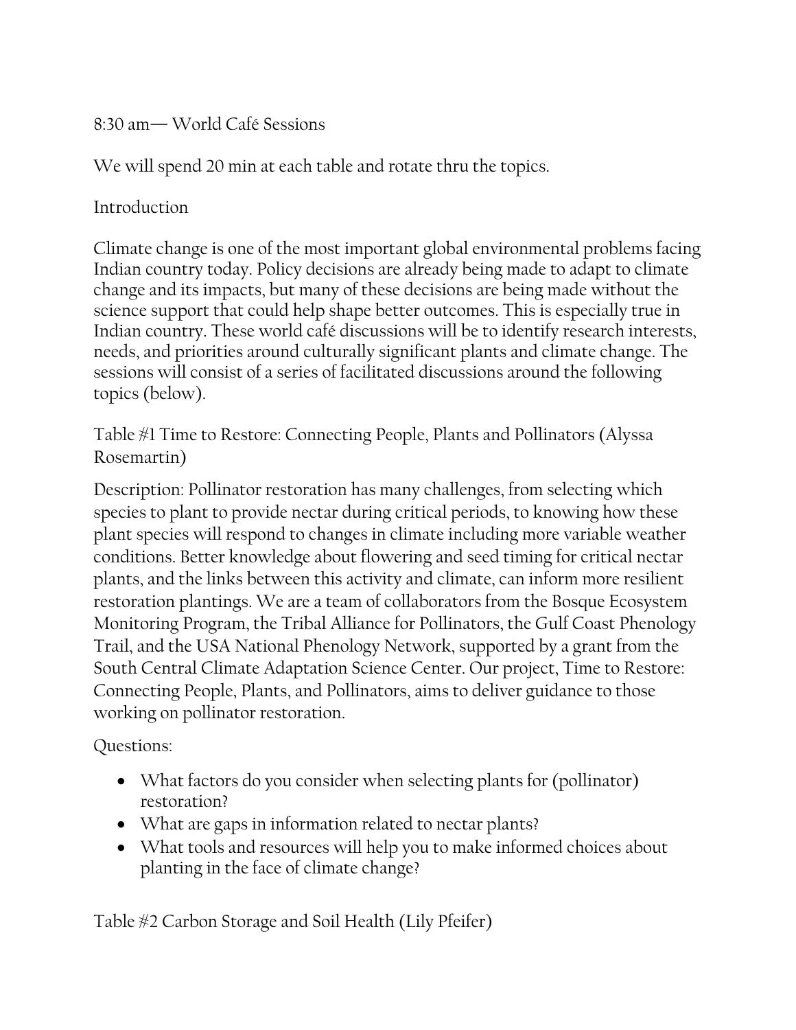8:30 am— World Café Sessions

We will spend 20 min at each table and rotate thru the topics.

Introduction

Climate change is one of the most important global environmental problems facing Indian country today. Policy decisions are already being made to adapt to climate change and its impacts, but many of these decisions are being made without the science support that could help shape better outcomes. This is especially true in Indian country. These world café discussions will be to identify research interests, needs, and priorities around culturally significant plants and climate change. The sessions will consist of a series of facilitated discussions around the following topics (below).

Table #1 Time to Restore: Connecting People, Plants and Pollinators (Alyssa Rosemartin)

Description: Pollinator restoration has many challenges, from selecting which species to plant to provide nectar during critical periods, to knowing how these plant species will respond to changes in climate including more variable weather conditions. Better knowledge about flowering and seed timing for critical nectar plants, and the links between this activity and climate, can inform more resilient restoration plantings. We are a team of collaborators from the Bosque Ecosystem Monitoring Program, the Tribal Alliance for Pollinators, the Gulf Coast Phenology Trail, and the USA National Phenology Network, supported by a grant from the South Central Climate Adaptation Science Center. Our project, Time to Restore: Connecting People, Plants, and Pollinators, aims to deliver guidance to those working on pollinator restoration.

Questions:

- What factors do you consider when selecting plants for (pollinator) restoration?
- What are gaps in information related to nectar plants?
- What tools and resources will help you to make informed choices about planting in the face of climate change?

Table #2 Carbon Storage and Soil Health (Lily Pfeifer)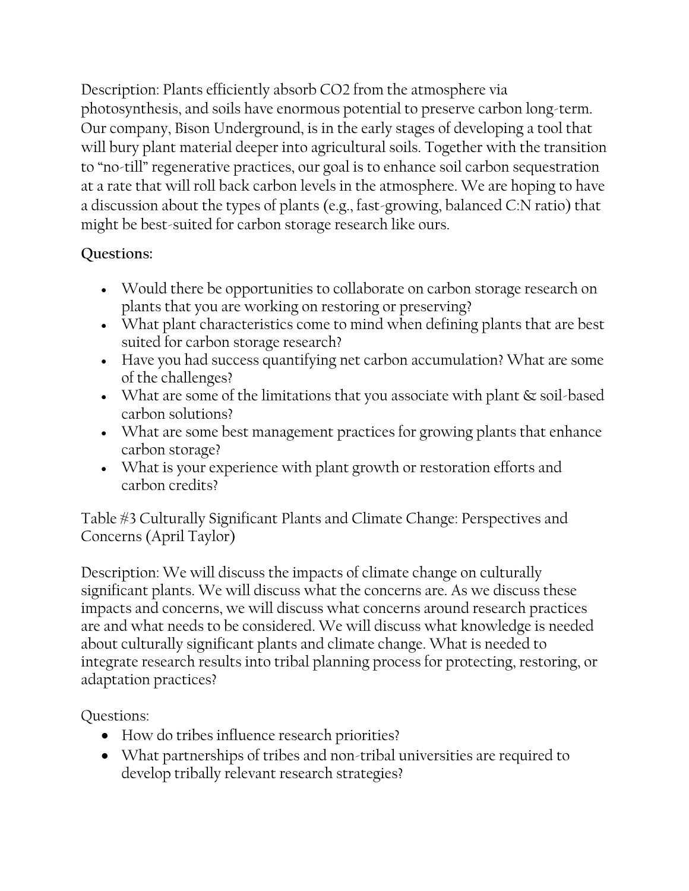Description: Plants efficiently absorb $CO_2$ from the atmosphere via photosynthesis, and soils have enormous potential to preserve carbon long-term. Our company, Bison Underground, is in the early stages of developing a tool that will bury plant material deeper into agricultural soils. Together with the transition to "no-till" regenerative practices, our goal is to enhance soil carbon sequestration at a rate that will roll back carbon levels in the atmosphere. We are hoping to have a discussion about the types of plants (e.g., fast-growing, balanced C:N ratio) that might be best-suited for carbon storage research like ours.

**Questions:**

- Would there be opportunities to collaborate on carbon storage research on plants that you are working on restoring or preserving?
- What plant characteristics come to mind when defining plants that are best suited for carbon storage research?
- Have you had success quantifying net carbon accumulation? What are some of the challenges?
- What are some of the limitations that you associate with plant & soil-based carbon solutions?
- What are some best management practices for growing plants that enhance carbon storage?
- What is your experience with plant growth or restoration efforts and carbon credits?

Table #3 Culturally Significant Plants and Climate Change: Perspectives and Concerns (April Taylor)

Description: We will discuss the impacts of climate change on culturally significant plants. We will discuss what the concerns are. As we discuss these impacts and concerns, we will discuss what concerns around research practices are and what needs to be considered. We will discuss what knowledge is needed about culturally significant plants and climate change. What is needed to integrate research results into tribal planning process for protecting, restoring, or adaptation practices?

Questions:

- How do tribes influence research priorities?
- What partnerships of tribes and non-tribal universities are required to develop tribally relevant research strategies?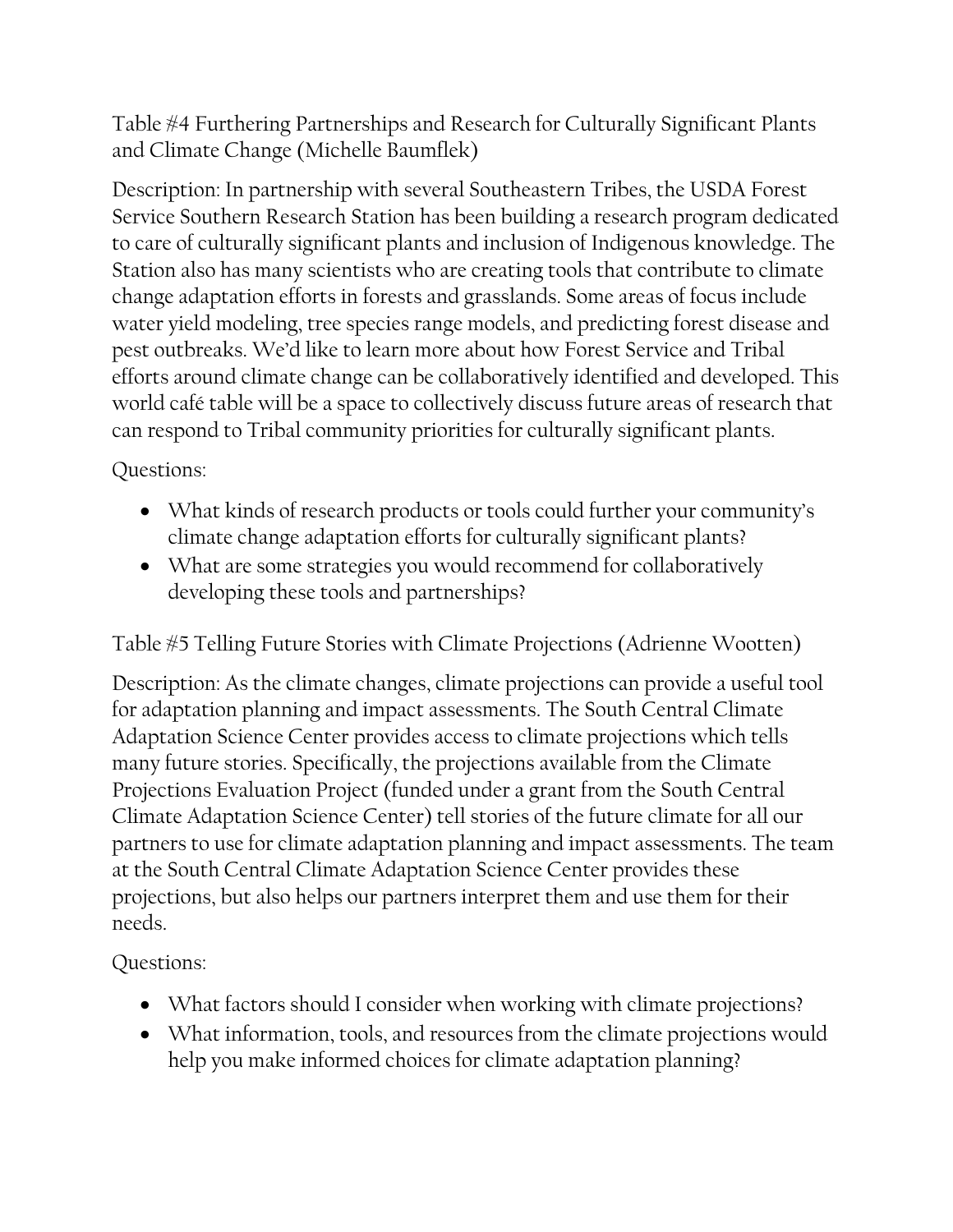Table #4 Furthering Partnerships and Research for Culturally Significant Plants and Climate Change (Michelle Baumflek)

Description: In partnership with several Southeastern Tribes, the USDA Forest Service Southern Research Station has been building a research program dedicated to care of culturally significant plants and inclusion of Indigenous knowledge. The Station also has many scientists who are creating tools that contribute to climate change adaptation efforts in forests and grasslands. Some areas of focus include water yield modeling, tree species range models, and predicting forest disease and pest outbreaks. We'd like to learn more about how Forest Service and Tribal efforts around climate change can be collaboratively identified and developed. This world café table will be a space to collectively discuss future areas of research that can respond to Tribal community priorities for culturally significant plants.

Questions:

- What kinds of research products or tools could further your community's climate change adaptation efforts for culturally significant plants?
- What are some strategies you would recommend for collaboratively developing these tools and partnerships?

Table #5 Telling Future Stories with Climate Projections (Adrienne Wootten)

Description: As the climate changes, climate projections can provide a useful tool for adaptation planning and impact assessments. The South Central Climate Adaptation Science Center provides access to climate projections which tells many future stories. Specifically, the projections available from the Climate Projections Evaluation Project (funded under a grant from the South Central Climate Adaptation Science Center) tell stories of the future climate for all our partners to use for climate adaptation planning and impact assessments. The team at the South Central Climate Adaptation Science Center provides these projections, but also helps our partners interpret them and use them for their needs.

Questions:

- What factors should I consider when working with climate projections?
- What information, tools, and resources from the climate projections would help you make informed choices for climate adaptation planning?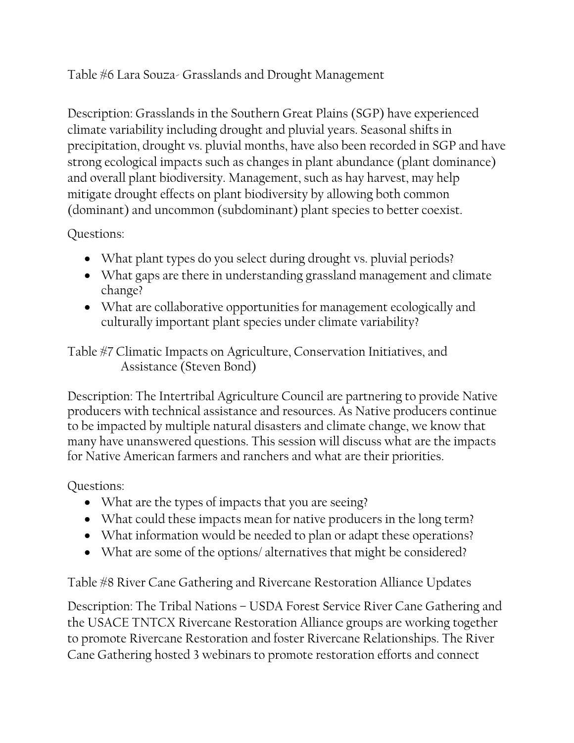Table #6 Lara Souza- Grasslands and Drought Management

Description: Grasslands in the Southern Great Plains (SGP) have experienced climate variability including drought and pluvial years. Seasonal shifts in precipitation, drought vs. pluvial months, have also been recorded in SGP and have strong ecological impacts such as changes in plant abundance (plant dominance) and overall plant biodiversity. Management, such as hay harvest, may help mitigate drought effects on plant biodiversity by allowing both common (dominant) and uncommon (subdominant) plant species to better coexist.

Questions:

- What plant types do you select during drought vs. pluvial periods?
- What gaps are there in understanding grassland management and climate change?
- What are collaborative opportunities for management ecologically and culturally important plant species under climate variability?

Table #7 Climatic Impacts on Agriculture, Conservation Initiatives, and Assistance (Steven Bond)

Description: The Intertribal Agriculture Council are partnering to provide Native producers with technical assistance and resources. As Native producers continue to be impacted by multiple natural disasters and climate change, we know that many have unanswered questions. This session will discuss what are the impacts for Native American farmers and ranchers and what are their priorities.

Questions:

- What are the types of impacts that you are seeing?
- What could these impacts mean for native producers in the long term?
- What information would be needed to plan or adapt these operations?
- What are some of the options/ alternatives that might be considered?

Table #8 River Cane Gathering and Rivercane Restoration Alliance Updates

Description: The Tribal Nations – USDA Forest Service River Cane Gathering and the USACE TNTCX Rivercane Restoration Alliance groups are working together to promote Rivercane Restoration and foster Rivercane Relationships. The River Cane Gathering hosted 3 webinars to promote restoration efforts and connect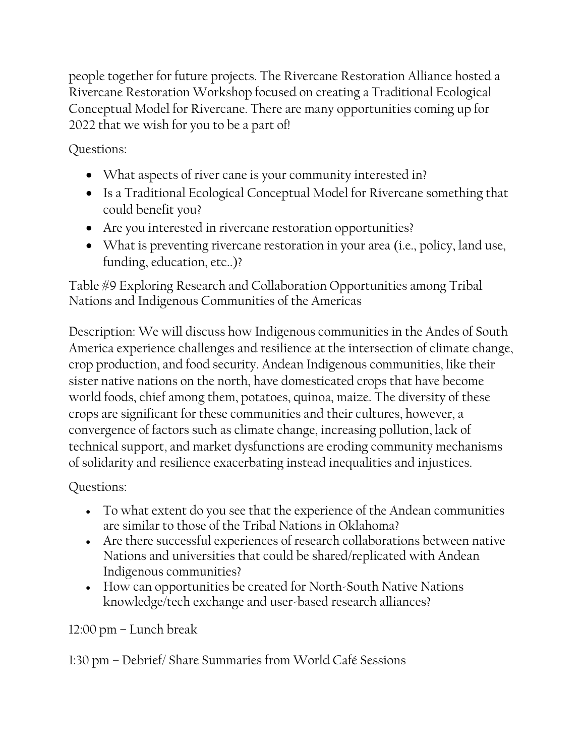people together for future projects. The Rivercane Restoration Alliance hosted a Rivercane Restoration Workshop focused on creating a Traditional Ecological Conceptual Model for Rivercane. There are many opportunities coming up for 2022 that we wish for you to be a part of!

Questions:

- What aspects of river cane is your community interested in?
- Is a Traditional Ecological Conceptual Model for Rivercane something that could benefit you?
- Are you interested in rivercane restoration opportunities?
- What is preventing rivercane restoration in your area (i.e., policy, land use, funding, education, etc..)?

Table #9 Exploring Research and Collaboration Opportunities among Tribal Nations and Indigenous Communities of the Americas

Description: We will discuss how Indigenous communities in the Andes of South America experience challenges and resilience at the intersection of climate change, crop production, and food security. Andean Indigenous communities, like their sister native nations on the north, have domesticated crops that have become world foods, chief among them, potatoes, quinoa, maize. The diversity of these crops are significant for these communities and their cultures, however, a convergence of factors such as climate change, increasing pollution, lack of technical support, and market dysfunctions are eroding community mechanisms of solidarity and resilience exacerbating instead inequalities and injustices.

Questions:

- To what extent do you see that the experience of the Andean communities are similar to those of the Tribal Nations in Oklahoma?
- Are there successful experiences of research collaborations between native Nations and universities that could be shared/replicated with Andean Indigenous communities?
- How can opportunities be created for North-South Native Nations knowledge/tech exchange and user-based research alliances?

12:00 pm – Lunch break

1:30 pm – Debrief/ Share Summaries from World Café Sessions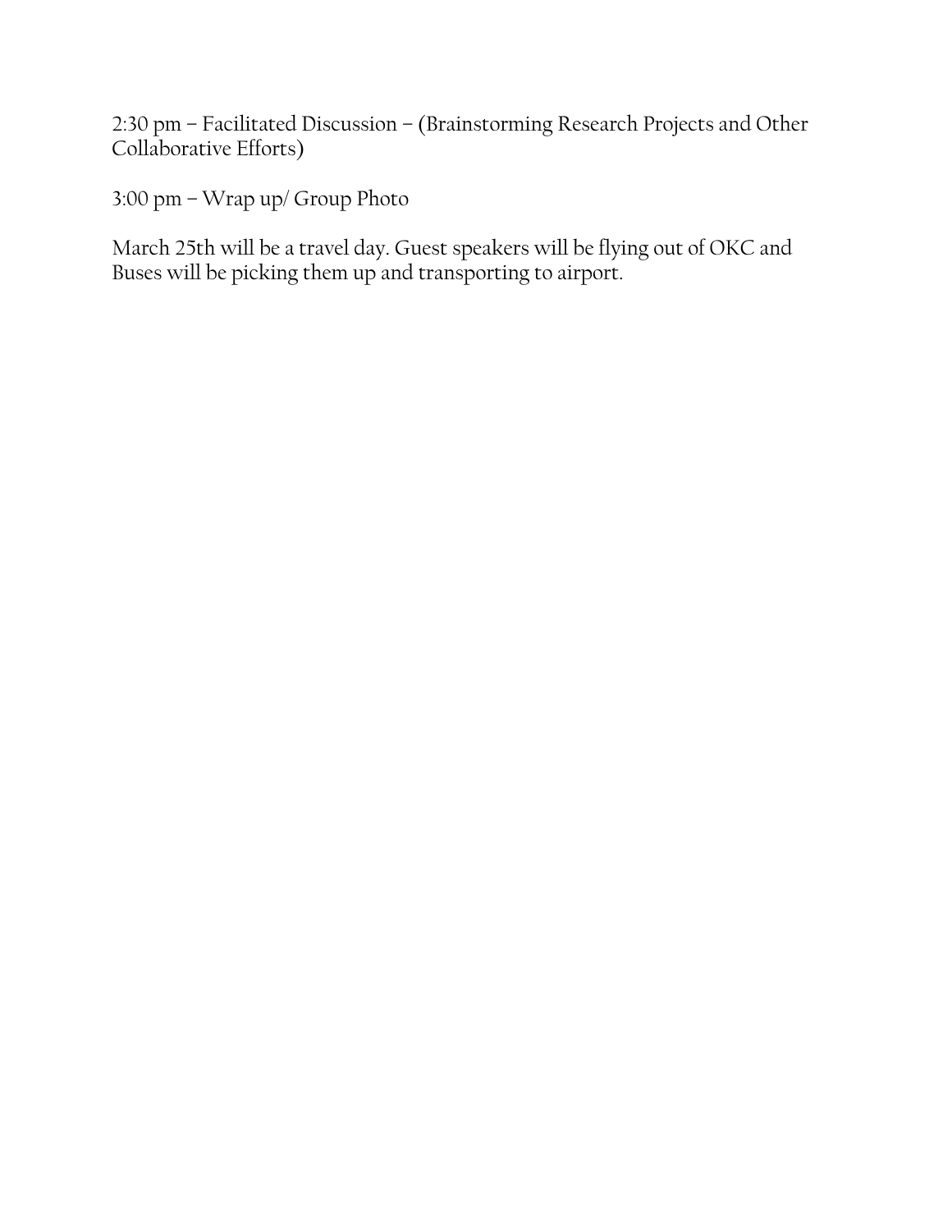2:30 pm – Facilitated Discussion – (Brainstorming Research Projects and Other Collaborative Efforts)

3:00 pm – Wrap up/ Group Photo

March 25th will be a travel day. Guest speakers will be flying out of OKC and Buses will be picking them up and transporting to airport.